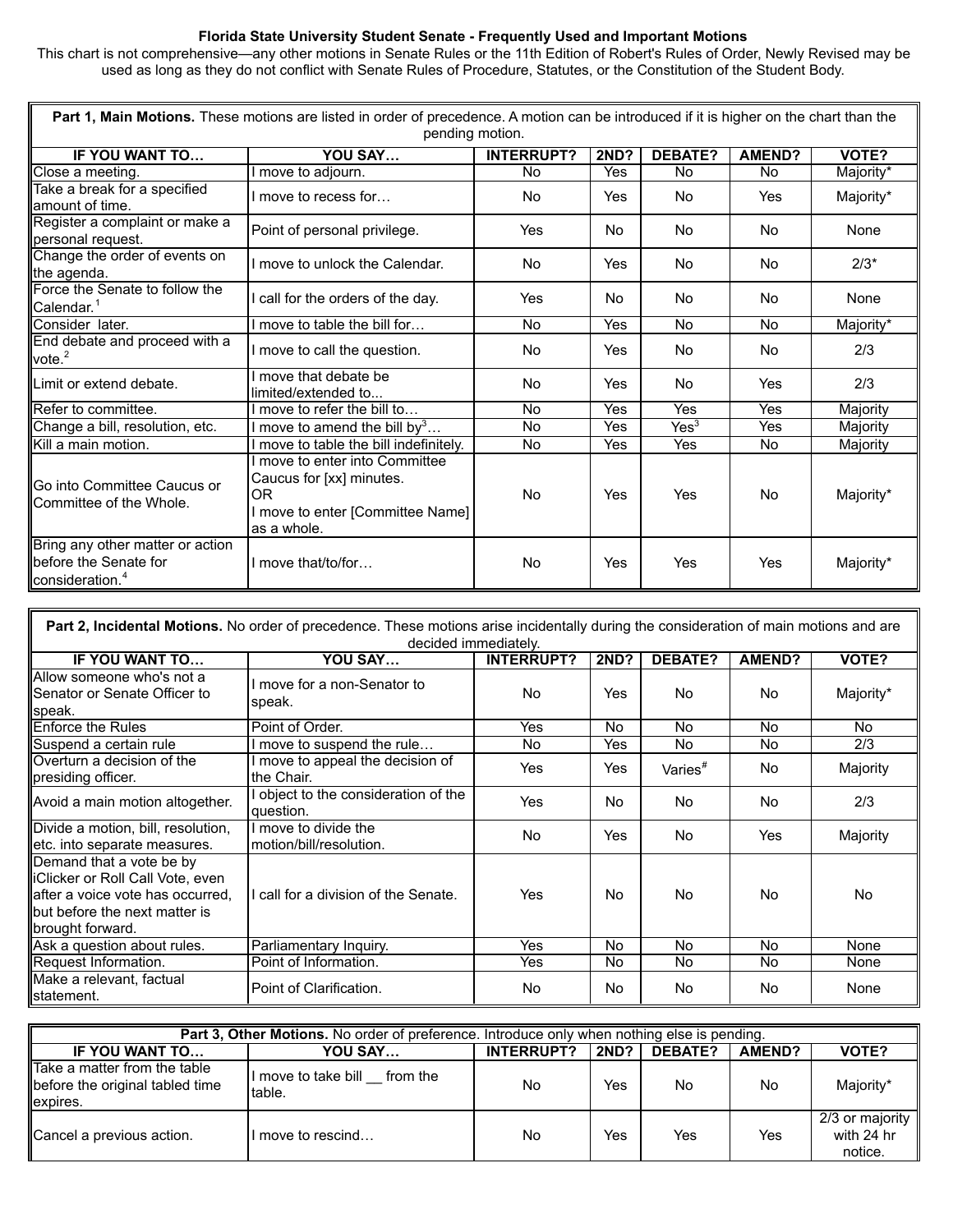# Florida State University Student Senate - Frequently Used and Important Motions

This chart is not comprehensive—any other motions in Senate Rules or the 11th Edition of Robert's Rules of Order, Newly Revised may be used as long as they do not conflict with Senate Rules of Procedure, Statutes, or the Constitution of the Student Body.

**Part 1, Main Motions.** These motions are listed in order of precedence. A motion can be introduced if it is higher on the chart than the pending motion.

| IF YOU WANT TO… | YOU SAY… | INTERRUPT? | 2ND? | DEBATE? | AMEND? | VOTE? |
|---|---|---|---|---|---|---|
| Close a meeting. | I move to adjourn. | No | Yes | No | No | Majority* |
| Take a break for a specified amount of time. | I move to recess for… | No | Yes | No | Yes | Majority* |
| Register a complaint or make a personal request. | Point of personal privilege. | Yes | No | No | No | None |
| Change the order of events on the agenda. | I move to unlock the Calendar. | No | Yes | No | No | 2/3* |
| Force the Senate to follow the Calendar.[1] | I call for the orders of the day. | Yes | No | No | No | None |
| Consider later. | I move to table the bill for… | No | Yes | No | No | Majority* |
| End debate and proceed with a vote.[2] | I move to call the question. | No | Yes | No | No | 2/3 |
| Limit or extend debate. | I move that debate be limited/extended to... | No | Yes | No | Yes | 2/3 |
| Refer to committee. | I move to refer the bill to… | No | Yes | Yes | Yes | Majority |
| Change a bill, resolution, etc. | I move to amend the bill by[3]… | No | Yes | Yes[3] | Yes | Majority |
| Kill a main motion. | I move to table the bill indefinitely. | No | Yes | Yes | No | Majority |
| Go into Committee Caucus or Committee of the Whole. | I move to enter into Committee Caucus for [xx] minutes. OR I move to enter [Committee Name] as a whole. | No | Yes | Yes | No | Majority* |
| Bring any other matter or action before the Senate for consideration.[4] | I move that/to/for… | No | Yes | Yes | Yes | Majority* |

**Part 2, Incidental Motions.** No order of precedence. These motions arise incidentally during the consideration of main motions and are decided immediately.

| IF YOU WANT TO… | YOU SAY… | INTERRUPT? | 2ND? | DEBATE? | AMEND? | VOTE? |
|---|---|---|---|---|---|---|
| Allow someone who's not a Senator or Senate Officer to speak. | I move for a non-Senator to speak. | No | Yes | No | No | Majority* |
| Enforce the Rules | Point of Order. | Yes | No | No | No | No |
| Suspend a certain rule | I move to suspend the rule… | No | Yes | No | No | 2/3 |
| Overturn a decision of the presiding officer. | I move to appeal the decision of the Chair. | Yes | Yes | Varies[#] | No | Majority |
| Avoid a main motion altogether. | I object to the consideration of the question. | Yes | No | No | No | 2/3 |
| Divide a motion, bill, resolution, etc. into separate measures. | I move to divide the motion/bill/resolution. | No | Yes | No | Yes | Majority |
| Demand that a vote be by iClicker or Roll Call Vote, even after a voice vote has occurred, but before the next matter is brought forward. | I call for a division of the Senate. | Yes | No | No | No | No |
| Ask a question about rules. | Parliamentary Inquiry. | Yes | No | No | No | None |
| Request Information. | Point of Information. | Yes | No | No | No | None |
| Make a relevant, factual statement. | Point of Clarification. | No | No | No | No | None |

**Part 3, Other Motions.** No order of preference. Introduce only when nothing else is pending.

| IF YOU WANT TO… | YOU SAY… | INTERRUPT? | 2ND? | DEBATE? | AMEND? | VOTE? |
|---|---|---|---|---|---|---|
| Take a matter from the table before the original tabled time expires. | I move to take bill __ from the table. | No | Yes | No | No | Majority* |
| Cancel a previous action. | I move to rescind… | No | Yes | Yes | Yes | 2/3 or majority with 24 hr notice. |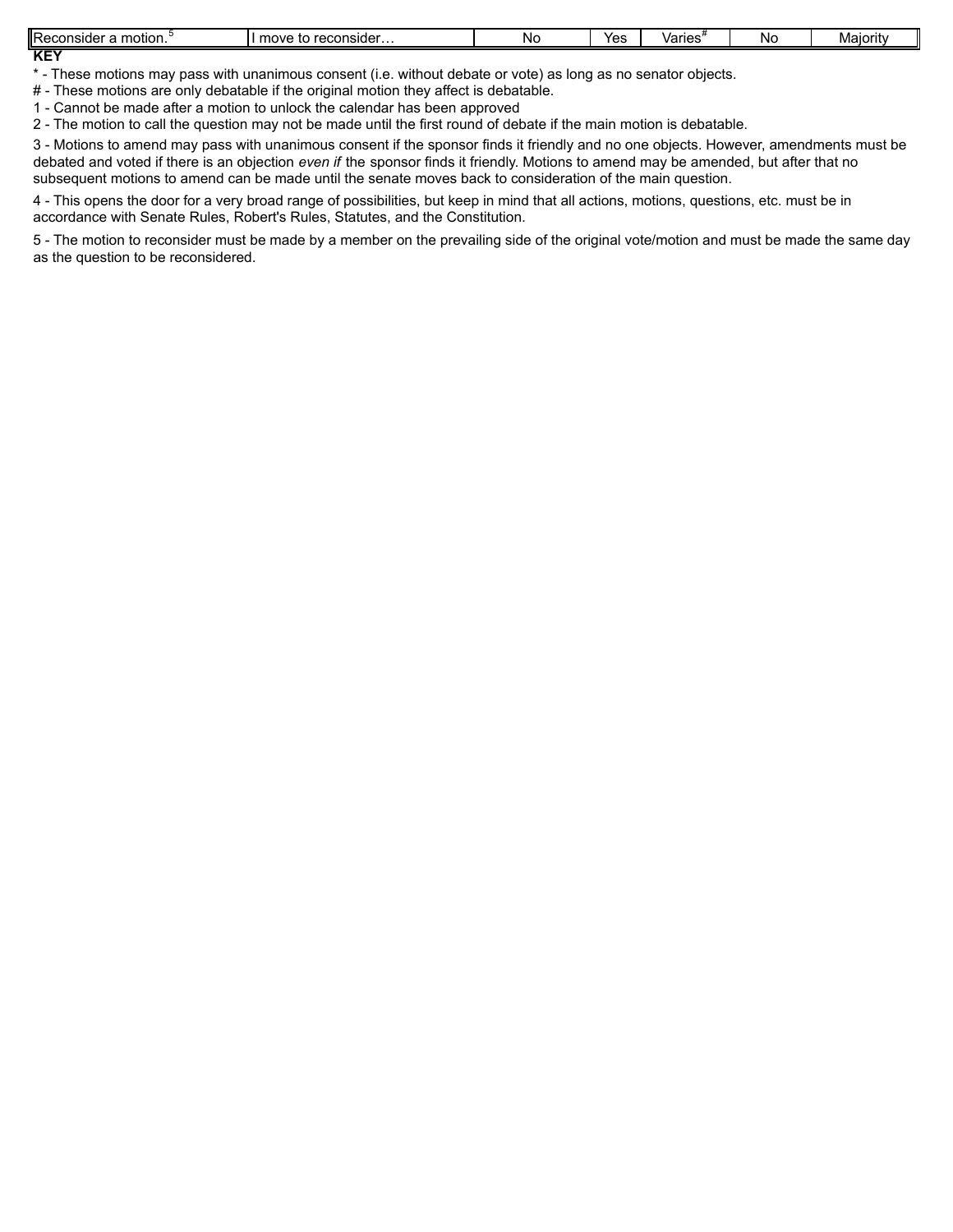| | | | | | | |
|---|---|---|---|---|---|---|
| Reconsider a motion.[5] | I move to reconsider… | No | Yes | Varies[#] | No | Majority |

**KEY**

* - These motions may pass with unanimous consent (i.e. without debate or vote) as long as no senator objects.

# - These motions are only debatable if the original motion they affect is debatable.

1 - Cannot be made after a motion to unlock the calendar has been approved

2 - The motion to call the question may not be made until the first round of debate if the main motion is debatable.

3 - Motions to amend may pass with unanimous consent if the sponsor finds it friendly and no one objects. However, amendments must be debated and voted if there is an objection *even if* the sponsor finds it friendly. Motions to amend may be amended, but after that no subsequent motions to amend can be made until the senate moves back to consideration of the main question.

4 - This opens the door for a very broad range of possibilities, but keep in mind that all actions, motions, questions, etc. must be in accordance with Senate Rules, Robert's Rules, Statutes, and the Constitution.

5 - The motion to reconsider must be made by a member on the prevailing side of the original vote/motion and must be made the same day as the question to be reconsidered.